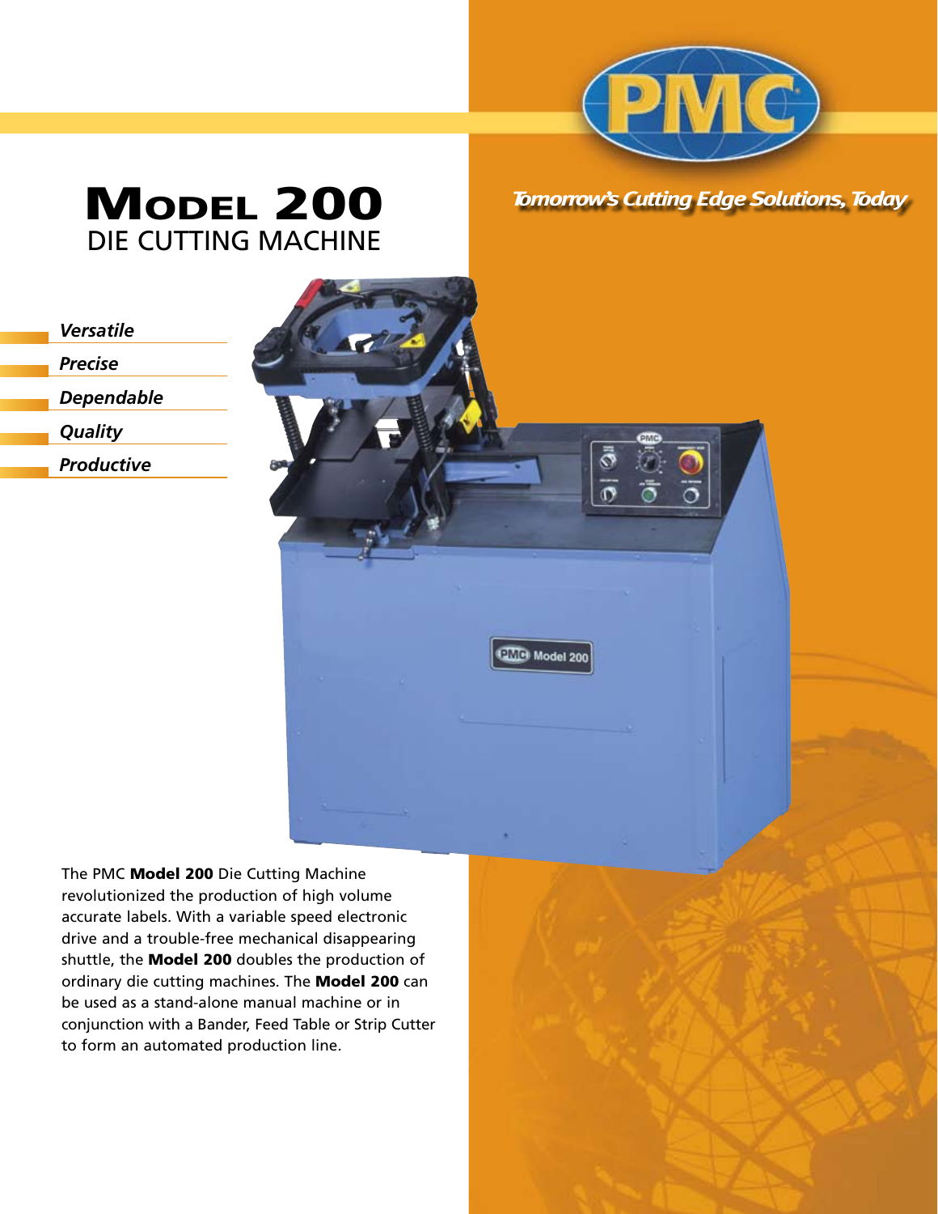PMC

*Tomorrow's Cutting Edge Solutions, Today*

# Model 200
## DIE CUTTING MACHINE

- ***Versatile***
- ***Precise***
- ***Dependable***
- ***Quality***
- ***Productive***

The PMC **Model 200** Die Cutting Machine revolutionized the production of high volume accurate labels. With a variable speed electronic drive and a trouble-free mechanical disappearing shuttle, the **Model 200** doubles the production of ordinary die cutting machines. The **Model 200** can be used as a stand-alone manual machine or in conjunction with a Bander, Feed Table or Strip Cutter to form an automated production line.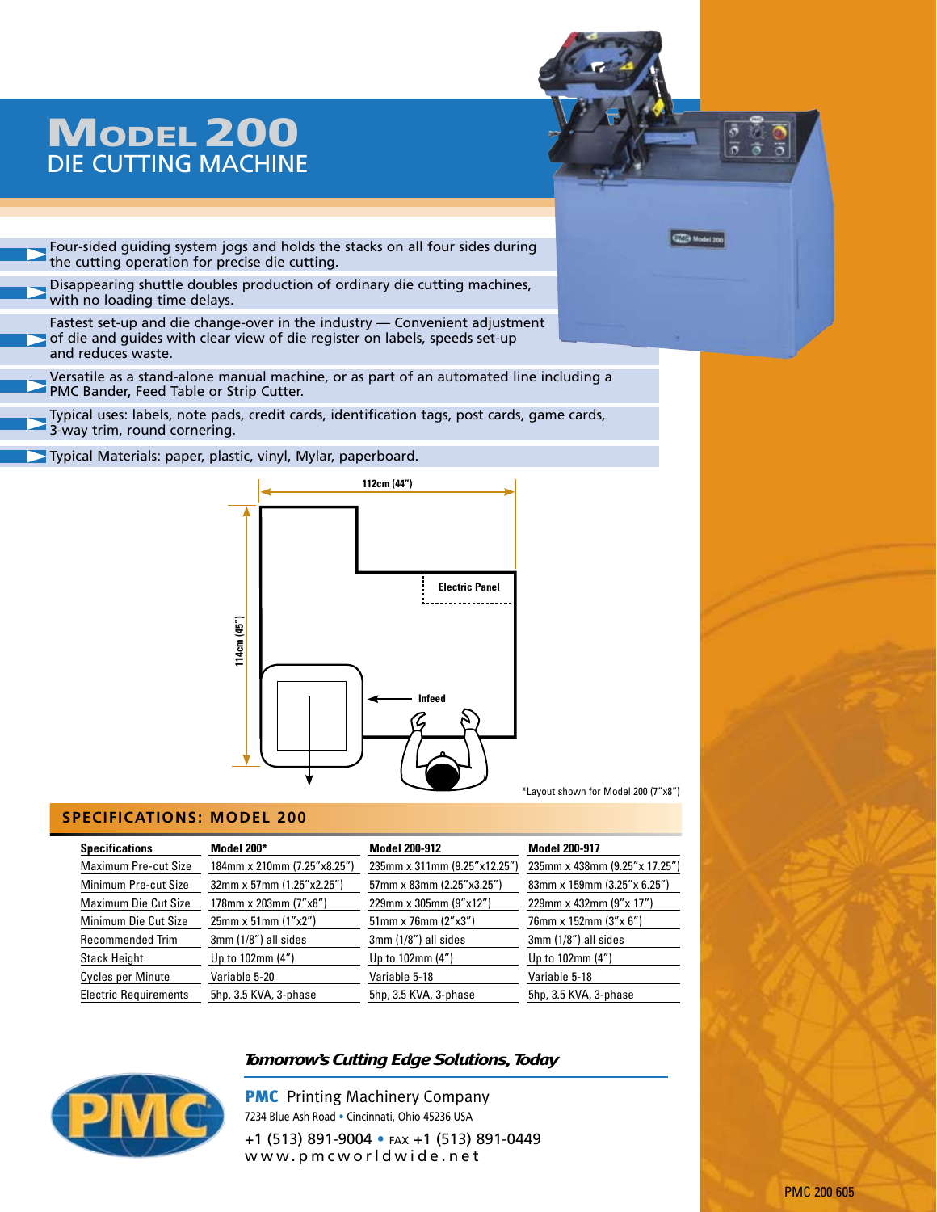# MODEL 200

## DIE CUTTING MACHINE

- Four-sided guiding system jogs and holds the stacks on all four sides during the cutting operation for precise die cutting.
- Disappearing shuttle doubles production of ordinary die cutting machines, with no loading time delays.
- Fastest set-up and die change-over in the industry — Convenient adjustment of die and guides with clear view of die register on labels, speeds set-up and reduces waste.
- Versatile as a stand-alone manual machine, or as part of an automated line including a PMC Bander, Feed Table or Strip Cutter.
- Typical uses: labels, note pads, credit cards, identification tags, post cards, game cards, 3-way trim, round cornering.
- Typical Materials: paper, plastic, vinyl, Mylar, paperboard.

112cm (44")

114cm (45")

Electric Panel

Infeed

*Layout shown for Model 200 (7"x8")

## SPECIFICATIONS: MODEL 200

| Specifications | Model 200* | Model 200-912 | Model 200-917 |
|---|---|---|---|
| Maximum Pre-cut Size | 184mm x 210mm (7.25"x8.25") | 235mm x 311mm (9.25"x12.25") | 235mm x 438mm (9.25"x 17.25") |
| Minimum Pre-cut Size | 32mm x 57mm (1.25"x2.25") | 57mm x 83mm (2.25"x3.25") | 83mm x 159mm (3.25"x 6.25") |
| Maximum Die Cut Size | 178mm x 203mm (7"x8") | 229mm x 305mm (9"x12") | 229mm x 432mm (9"x 17") |
| Minimum Die Cut Size | 25mm x 51mm (1"x2") | 51mm x 76mm (2"x3") | 76mm x 152mm (3"x 6") |
| Recommended Trim | 3mm (1/8") all sides | 3mm (1/8") all sides | 3mm (1/8") all sides |
| Stack Height | Up to 102mm (4") | Up to 102mm (4") | Up to 102mm (4") |
| Cycles per Minute | Variable 5-20 | Variable 5-18 | Variable 5-18 |
| Electric Requirements | 5hp, 3.5 KVA, 3-phase | 5hp, 3.5 KVA, 3-phase | 5hp, 3.5 KVA, 3-phase |

*Tomorrow's Cutting Edge Solutions, Today*

**PMC** Printing Machinery Company
7234 Blue Ash Road • Cincinnati, Ohio 45236 USA
+1 (513) 891-9004 • FAX +1 (513) 891-0449
www.pmcworldwide.net

PMC 200 605